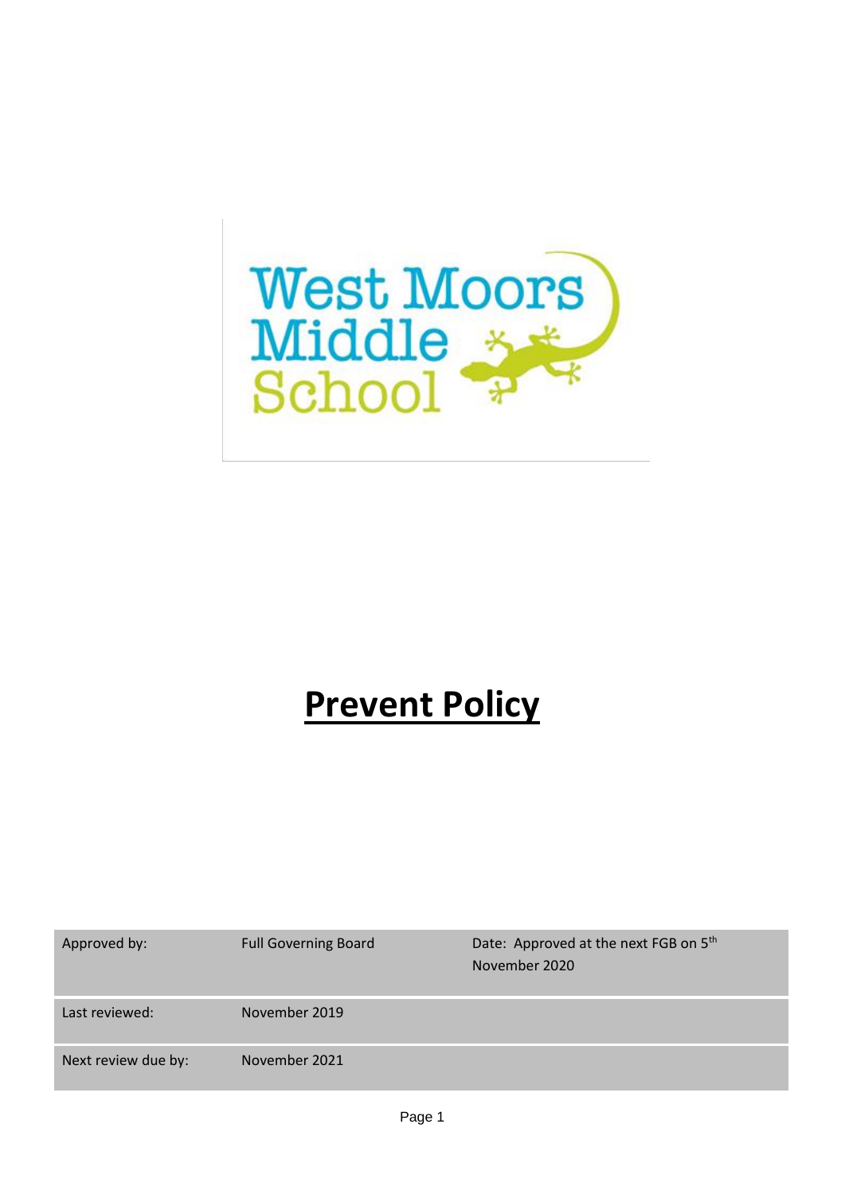West Moors Middle School

# Prevent Policy

| Approved by: | Full Governing Board | Date: Approved at the next FGB on 5th November 2020 |
| --- | --- | --- |
| Last reviewed: | November 2019 | |
| Next review due by: | November 2021 | |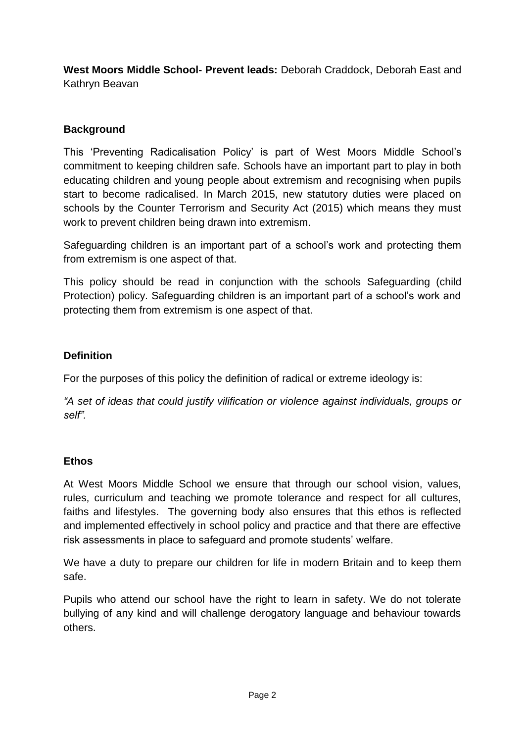**West Moors Middle School- Prevent leads:** Deborah Craddock, Deborah East and Kathryn Beavan

## Background

This 'Preventing Radicalisation Policy' is part of West Moors Middle School's commitment to keeping children safe. Schools have an important part to play in both educating children and young people about extremism and recognising when pupils start to become radicalised. In March 2015, new statutory duties were placed on schools by the Counter Terrorism and Security Act (2015) which means they must work to prevent children being drawn into extremism.

Safeguarding children is an important part of a school's work and protecting them from extremism is one aspect of that.

This policy should be read in conjunction with the schools Safeguarding (child Protection) policy. Safeguarding children is an important part of a school's work and protecting them from extremism is one aspect of that.

## Definition

For the purposes of this policy the definition of radical or extreme ideology is:

*"A set of ideas that could justify vilification or violence against individuals, groups or self".*

## Ethos

At West Moors Middle School we ensure that through our school vision, values, rules, curriculum and teaching we promote tolerance and respect for all cultures, faiths and lifestyles. The governing body also ensures that this ethos is reflected and implemented effectively in school policy and practice and that there are effective risk assessments in place to safeguard and promote students' welfare.

We have a duty to prepare our children for life in modern Britain and to keep them safe.

Pupils who attend our school have the right to learn in safety. We do not tolerate bullying of any kind and will challenge derogatory language and behaviour towards others.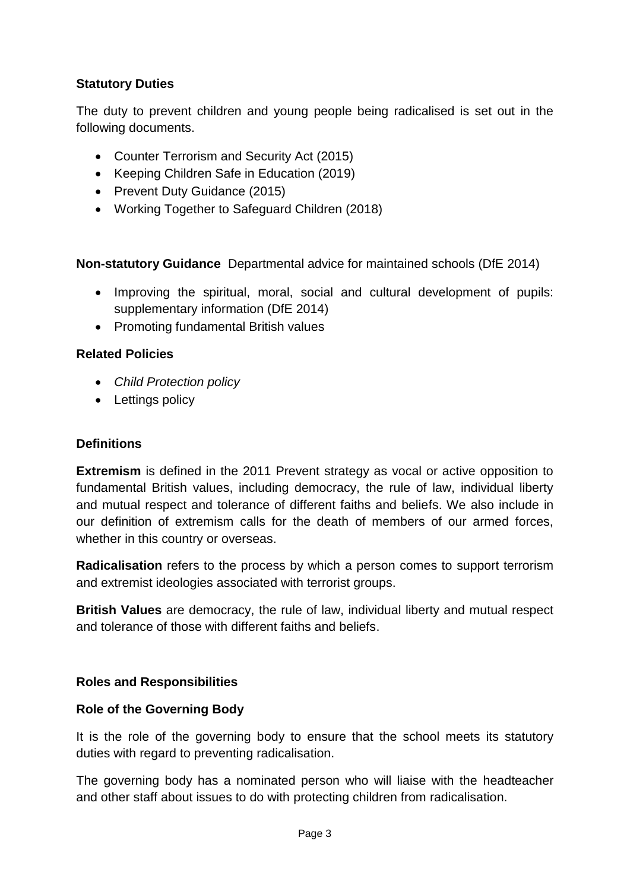### Statutory Duties

The duty to prevent children and young people being radicalised is set out in the following documents.

- Counter Terrorism and Security Act (2015)
- Keeping Children Safe in Education (2019)
- Prevent Duty Guidance (2015)
- Working Together to Safeguard Children (2018)

**Non-statutory Guidance** Departmental advice for maintained schools (DfE 2014)

- Improving the spiritual, moral, social and cultural development of pupils: supplementary information (DfE 2014)
- Promoting fundamental British values

### Related Policies

- *Child Protection policy*
- Lettings policy

### Definitions

**Extremism** is defined in the 2011 Prevent strategy as vocal or active opposition to fundamental British values, including democracy, the rule of law, individual liberty and mutual respect and tolerance of different faiths and beliefs. We also include in our definition of extremism calls for the death of members of our armed forces, whether in this country or overseas.

**Radicalisation** refers to the process by which a person comes to support terrorism and extremist ideologies associated with terrorist groups.

**British Values** are democracy, the rule of law, individual liberty and mutual respect and tolerance of those with different faiths and beliefs.

### Roles and Responsibilities

### Role of the Governing Body

It is the role of the governing body to ensure that the school meets its statutory duties with regard to preventing radicalisation.

The governing body has a nominated person who will liaise with the headteacher and other staff about issues to do with protecting children from radicalisation.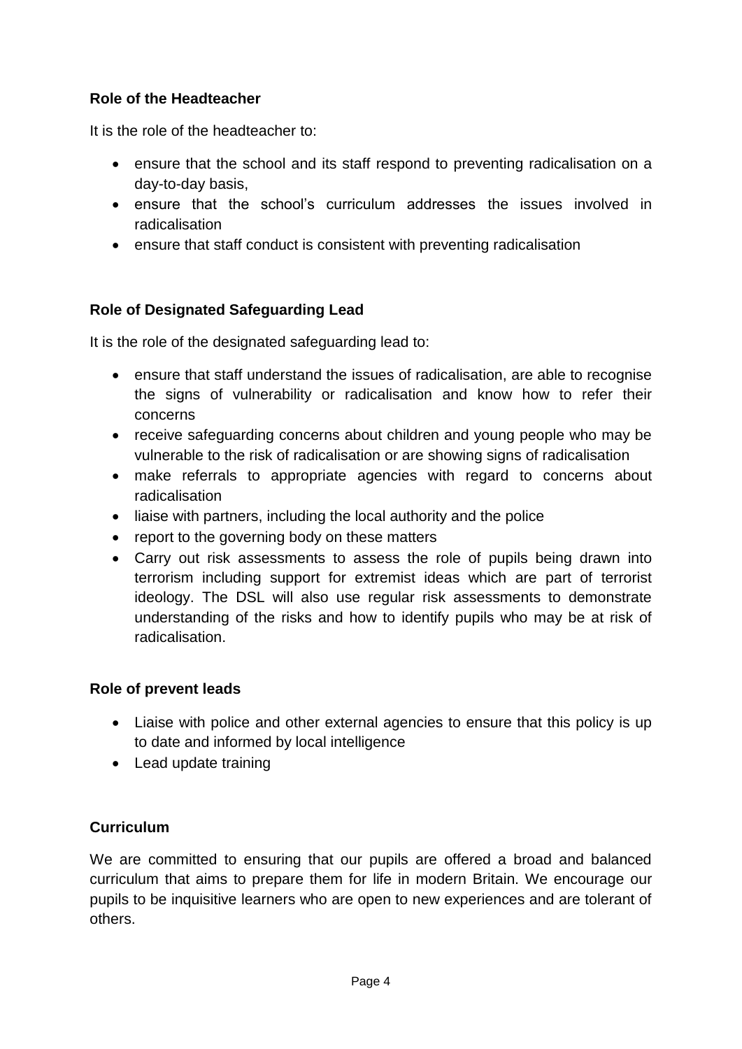**Role of the Headteacher**

It is the role of the headteacher to:

- ensure that the school and its staff respond to preventing radicalisation on a day-to-day basis,
- ensure that the school's curriculum addresses the issues involved in radicalisation
- ensure that staff conduct is consistent with preventing radicalisation

**Role of Designated Safeguarding Lead**

It is the role of the designated safeguarding lead to:

- ensure that staff understand the issues of radicalisation, are able to recognise the signs of vulnerability or radicalisation and know how to refer their concerns
- receive safeguarding concerns about children and young people who may be vulnerable to the risk of radicalisation or are showing signs of radicalisation
- make referrals to appropriate agencies with regard to concerns about radicalisation
- liaise with partners, including the local authority and the police
- report to the governing body on these matters
- Carry out risk assessments to assess the role of pupils being drawn into terrorism including support for extremist ideas which are part of terrorist ideology. The DSL will also use regular risk assessments to demonstrate understanding of the risks and how to identify pupils who may be at risk of radicalisation.

**Role of prevent leads**

- Liaise with police and other external agencies to ensure that this policy is up to date and informed by local intelligence
- Lead update training

**Curriculum**

We are committed to ensuring that our pupils are offered a broad and balanced curriculum that aims to prepare them for life in modern Britain. We encourage our pupils to be inquisitive learners who are open to new experiences and are tolerant of others.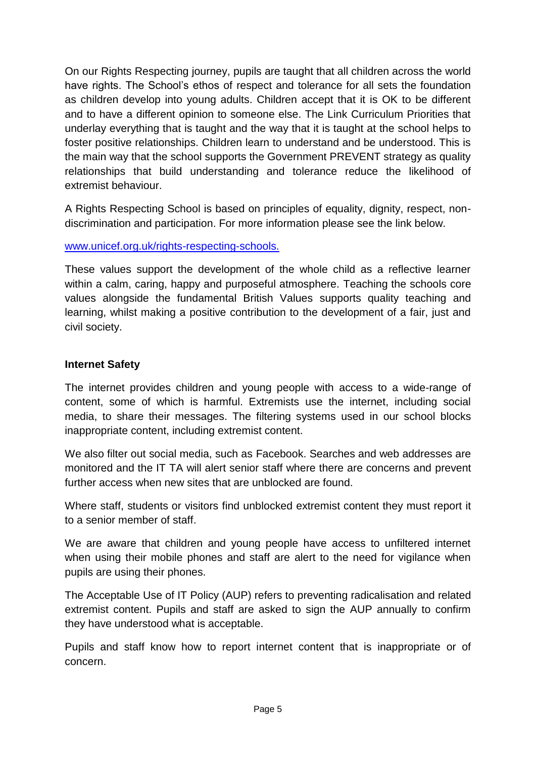On our Rights Respecting journey, pupils are taught that all children across the world have rights. The School's ethos of respect and tolerance for all sets the foundation as children develop into young adults. Children accept that it is OK to be different and to have a different opinion to someone else. The Link Curriculum Priorities that underlay everything that is taught and the way that it is taught at the school helps to foster positive relationships. Children learn to understand and be understood. This is the main way that the school supports the Government PREVENT strategy as quality relationships that build understanding and tolerance reduce the likelihood of extremist behaviour.

A Rights Respecting School is based on principles of equality, dignity, respect, non-discrimination and participation. For more information please see the link below.

[www.unicef.org.uk/rights-respecting-schools.](www.unicef.org.uk/rights-respecting-schools.)

These values support the development of the whole child as a reflective learner within a calm, caring, happy and purposeful atmosphere. Teaching the schools core values alongside the fundamental British Values supports quality teaching and learning, whilst making a positive contribution to the development of a fair, just and civil society.

**Internet Safety**

The internet provides children and young people with access to a wide-range of content, some of which is harmful. Extremists use the internet, including social media, to share their messages. The filtering systems used in our school blocks inappropriate content, including extremist content.

We also filter out social media, such as Facebook. Searches and web addresses are monitored and the IT TA will alert senior staff where there are concerns and prevent further access when new sites that are unblocked are found.

Where staff, students or visitors find unblocked extremist content they must report it to a senior member of staff.

We are aware that children and young people have access to unfiltered internet when using their mobile phones and staff are alert to the need for vigilance when pupils are using their phones.

The Acceptable Use of IT Policy (AUP) refers to preventing radicalisation and related extremist content. Pupils and staff are asked to sign the AUP annually to confirm they have understood what is acceptable.

Pupils and staff know how to report internet content that is inappropriate or of concern.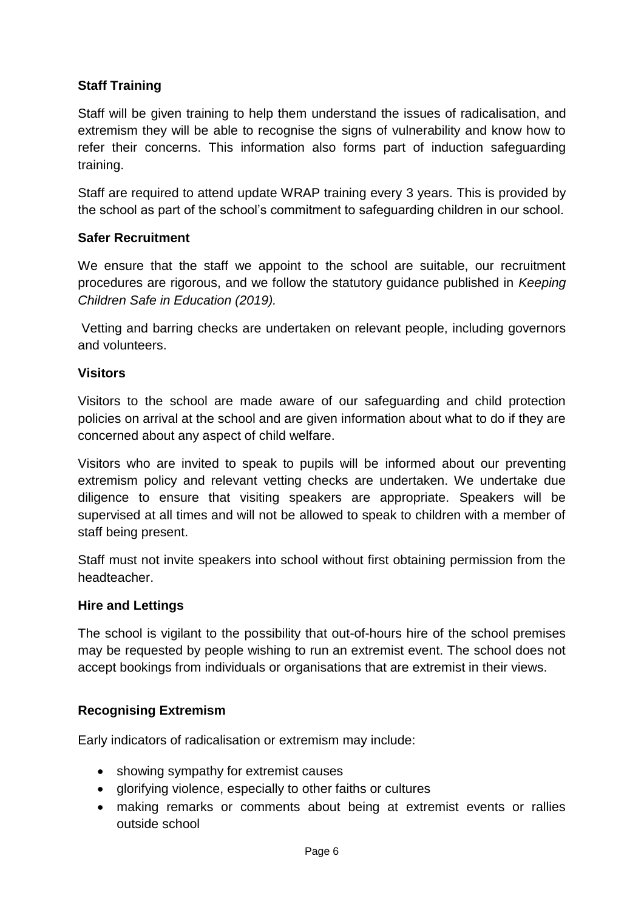### Staff Training

Staff will be given training to help them understand the issues of radicalisation, and extremism they will be able to recognise the signs of vulnerability and know how to refer their concerns. This information also forms part of induction safeguarding training.

Staff are required to attend update WRAP training every 3 years. This is provided by the school as part of the school's commitment to safeguarding children in our school.

### Safer Recruitment

We ensure that the staff we appoint to the school are suitable, our recruitment procedures are rigorous, and we follow the statutory guidance published in *Keeping Children Safe in Education (2019).*

Vetting and barring checks are undertaken on relevant people, including governors and volunteers.

### Visitors

Visitors to the school are made aware of our safeguarding and child protection policies on arrival at the school and are given information about what to do if they are concerned about any aspect of child welfare.

Visitors who are invited to speak to pupils will be informed about our preventing extremism policy and relevant vetting checks are undertaken. We undertake due diligence to ensure that visiting speakers are appropriate. Speakers will be supervised at all times and will not be allowed to speak to children with a member of staff being present.

Staff must not invite speakers into school without first obtaining permission from the headteacher.

### Hire and Lettings

The school is vigilant to the possibility that out-of-hours hire of the school premises may be requested by people wishing to run an extremist event. The school does not accept bookings from individuals or organisations that are extremist in their views.

### Recognising Extremism

Early indicators of radicalisation or extremism may include:

- showing sympathy for extremist causes
- glorifying violence, especially to other faiths or cultures
- making remarks or comments about being at extremist events or rallies outside school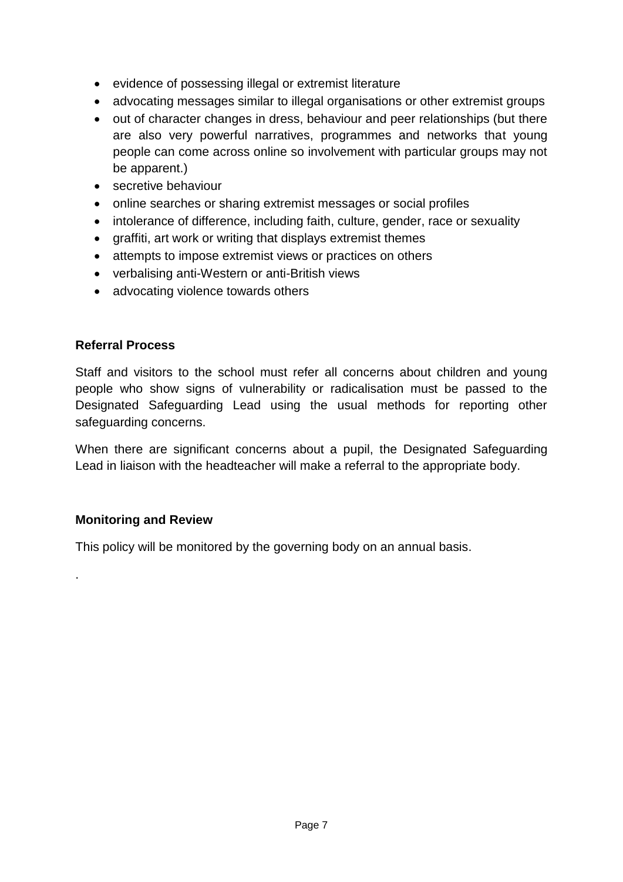- evidence of possessing illegal or extremist literature
- advocating messages similar to illegal organisations or other extremist groups
- out of character changes in dress, behaviour and peer relationships (but there are also very powerful narratives, programmes and networks that young people can come across online so involvement with particular groups may not be apparent.)
- secretive behaviour
- online searches or sharing extremist messages or social profiles
- intolerance of difference, including faith, culture, gender, race or sexuality
- graffiti, art work or writing that displays extremist themes
- attempts to impose extremist views or practices on others
- verbalising anti-Western or anti-British views
- advocating violence towards others

**Referral Process**

Staff and visitors to the school must refer all concerns about children and young people who show signs of vulnerability or radicalisation must be passed to the Designated Safeguarding Lead using the usual methods for reporting other safeguarding concerns.

When there are significant concerns about a pupil, the Designated Safeguarding Lead in liaison with the headteacher will make a referral to the appropriate body.

**Monitoring and Review**

This policy will be monitored by the governing body on an annual basis.

.